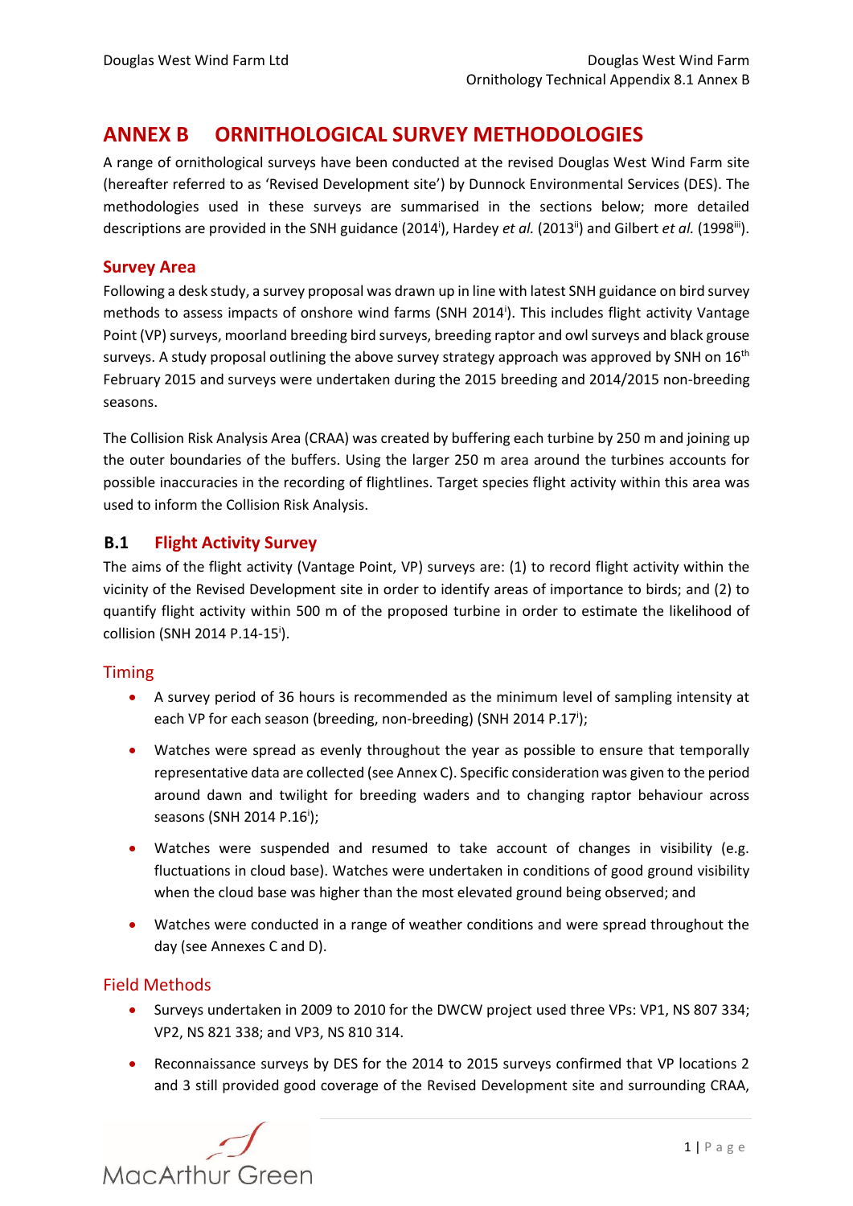# ANNEX B ORNITHOLOGICAL SURVEY METHODOLOGIES

A range of ornithological surveys have been conducted at the revised Douglas West Wind Farm site (hereafter referred to as 'Revised Development site') by Dunnock Environmental Services (DES). The methodologies used in these surveys are summarised in the sections below; more detailed descriptions are provided in the SNH guidance (2014[i]), Hardey *et al.* (2013[ii]) and Gilbert *et al.* (1998[iii]).

## Survey Area

Following a desk study, a survey proposal was drawn up in line with latest SNH guidance on bird survey methods to assess impacts of onshore wind farms (SNH 2014[i]). This includes flight activity Vantage Point (VP) surveys, moorland breeding bird surveys, breeding raptor and owl surveys and black grouse surveys. A study proposal outlining the above survey strategy approach was approved by SNH on 16th February 2015 and surveys were undertaken during the 2015 breeding and 2014/2015 non-breeding seasons.

The Collision Risk Analysis Area (CRAA) was created by buffering each turbine by 250 m and joining up the outer boundaries of the buffers. Using the larger 250 m area around the turbines accounts for possible inaccuracies in the recording of flightlines. Target species flight activity within this area was used to inform the Collision Risk Analysis.

## B.1 Flight Activity Survey

The aims of the flight activity (Vantage Point, VP) surveys are: (1) to record flight activity within the vicinity of the Revised Development site in order to identify areas of importance to birds; and (2) to quantify flight activity within 500 m of the proposed turbine in order to estimate the likelihood of collision (SNH 2014 P.14-15[i]).

### Timing

- A survey period of 36 hours is recommended as the minimum level of sampling intensity at each VP for each season (breeding, non-breeding) (SNH 2014 P.17[i]);
- Watches were spread as evenly throughout the year as possible to ensure that temporally representative data are collected (see Annex C). Specific consideration was given to the period around dawn and twilight for breeding waders and to changing raptor behaviour across seasons (SNH 2014 P.16[i]);
- Watches were suspended and resumed to take account of changes in visibility (e.g. fluctuations in cloud base). Watches were undertaken in conditions of good ground visibility when the cloud base was higher than the most elevated ground being observed; and
- Watches were conducted in a range of weather conditions and were spread throughout the day (see Annexes C and D).

### Field Methods

- Surveys undertaken in 2009 to 2010 for the DWCW project used three VPs: VP1, NS 807 334; VP2, NS 821 338; and VP3, NS 810 314.
- Reconnaissance surveys by DES for the 2014 to 2015 surveys confirmed that VP locations 2 and 3 still provided good coverage of the Revised Development site and surrounding CRAA,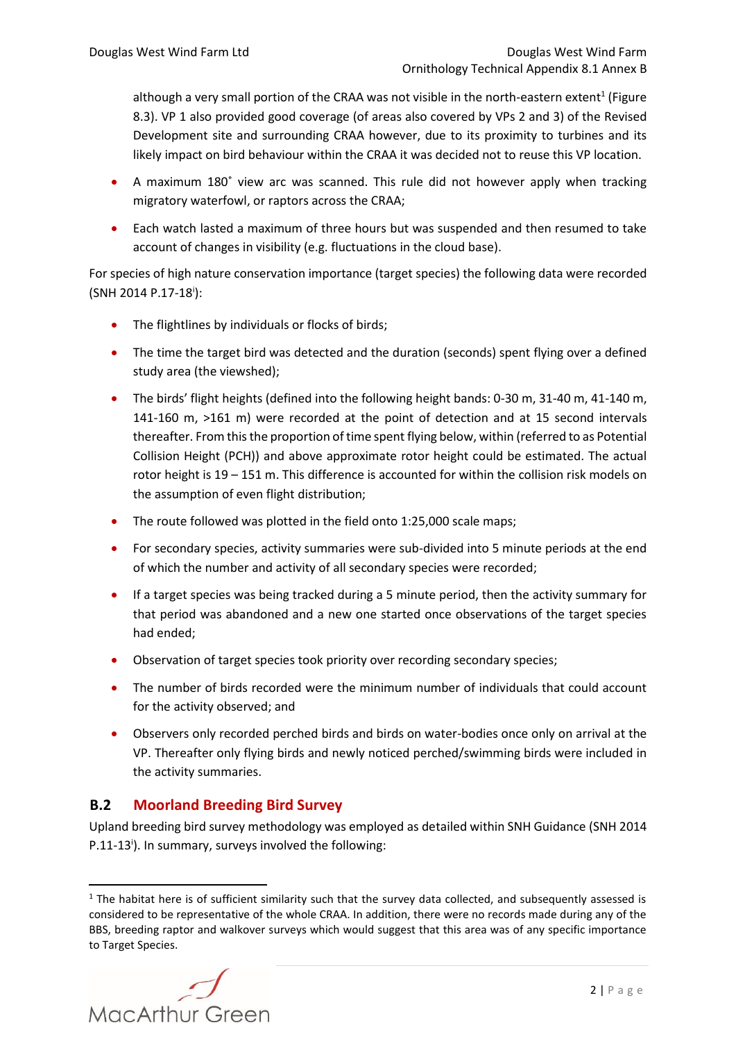although a very small portion of the CRAA was not visible in the north-eastern extent[1] (Figure 8.3). VP 1 also provided good coverage (of areas also covered by VPs 2 and 3) of the Revised Development site and surrounding CRAA however, due to its proximity to turbines and its likely impact on bird behaviour within the CRAA it was decided not to reuse this VP location.

- A maximum 180˚ view arc was scanned. This rule did not however apply when tracking migratory waterfowl, or raptors across the CRAA;
- Each watch lasted a maximum of three hours but was suspended and then resumed to take account of changes in visibility (e.g. fluctuations in the cloud base).

For species of high nature conservation importance (target species) the following data were recorded (SNH 2014 P.17-18[i]):

- The flightlines by individuals or flocks of birds;
- The time the target bird was detected and the duration (seconds) spent flying over a defined study area (the viewshed);
- The birds' flight heights (defined into the following height bands: 0-30 m, 31-40 m, 41-140 m, 141-160 m, >161 m) were recorded at the point of detection and at 15 second intervals thereafter. From this the proportion of time spent flying below, within (referred to as Potential Collision Height (PCH)) and above approximate rotor height could be estimated. The actual rotor height is 19 – 151 m. This difference is accounted for within the collision risk models on the assumption of even flight distribution;
- The route followed was plotted in the field onto 1:25,000 scale maps;
- For secondary species, activity summaries were sub-divided into 5 minute periods at the end of which the number and activity of all secondary species were recorded;
- If a target species was being tracked during a 5 minute period, then the activity summary for that period was abandoned and a new one started once observations of the target species had ended;
- Observation of target species took priority over recording secondary species;
- The number of birds recorded were the minimum number of individuals that could account for the activity observed; and
- Observers only recorded perched birds and birds on water-bodies once only on arrival at the VP. Thereafter only flying birds and newly noticed perched/swimming birds were included in the activity summaries.

## B.2 Moorland Breeding Bird Survey

Upland breeding bird survey methodology was employed as detailed within SNH Guidance (SNH 2014 P.11-13[i]). In summary, surveys involved the following:

[1] The habitat here is of sufficient similarity such that the survey data collected, and subsequently assessed is considered to be representative of the whole CRAA. In addition, there were no records made during any of the BBS, breeding raptor and walkover surveys which would suggest that this area was of any specific importance to Target Species.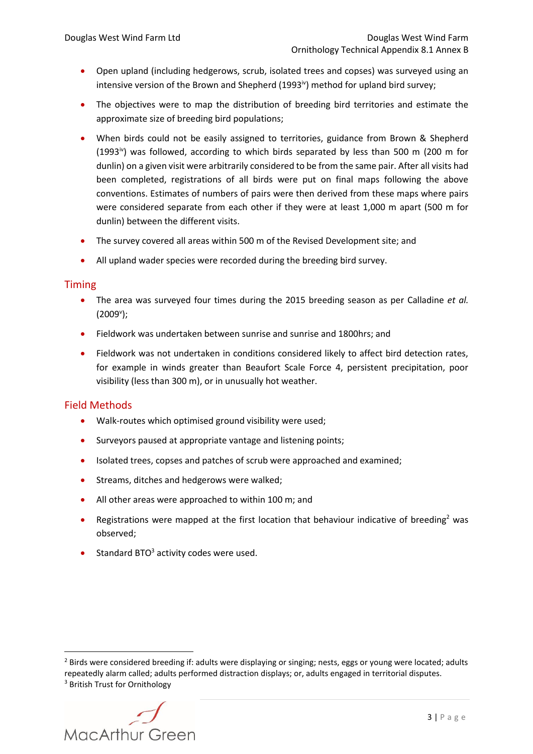- Open upland (including hedgerows, scrub, isolated trees and copses) was surveyed using an intensive version of the Brown and Shepherd (1993[iv]) method for upland bird survey;
- The objectives were to map the distribution of breeding bird territories and estimate the approximate size of breeding bird populations;
- When birds could not be easily assigned to territories, guidance from Brown & Shepherd (1993[iv]) was followed, according to which birds separated by less than 500 m (200 m for dunlin) on a given visit were arbitrarily considered to be from the same pair. After all visits had been completed, registrations of all birds were put on final maps following the above conventions. Estimates of numbers of pairs were then derived from these maps where pairs were considered separate from each other if they were at least 1,000 m apart (500 m for dunlin) between the different visits.
- The survey covered all areas within 500 m of the Revised Development site; and
- All upland wader species were recorded during the breeding bird survey.

## Timing

- The area was surveyed four times during the 2015 breeding season as per Calladine *et al.* (2009[v]);
- Fieldwork was undertaken between sunrise and sunrise and 1800hrs; and
- Fieldwork was not undertaken in conditions considered likely to affect bird detection rates, for example in winds greater than Beaufort Scale Force 4, persistent precipitation, poor visibility (less than 300 m), or in unusually hot weather.

## Field Methods

- Walk-routes which optimised ground visibility were used;
- Surveyors paused at appropriate vantage and listening points;
- Isolated trees, copses and patches of scrub were approached and examined;
- Streams, ditches and hedgerows were walked;
- All other areas were approached to within 100 m; and
- Registrations were mapped at the first location that behaviour indicative of breeding[2] was observed;
- Standard BTO[3] activity codes were used.

---

[2] Birds were considered breeding if: adults were displaying or singing; nests, eggs or young were located; adults repeatedly alarm called; adults performed distraction displays; or, adults engaged in territorial disputes.

[3] British Trust for Ornithology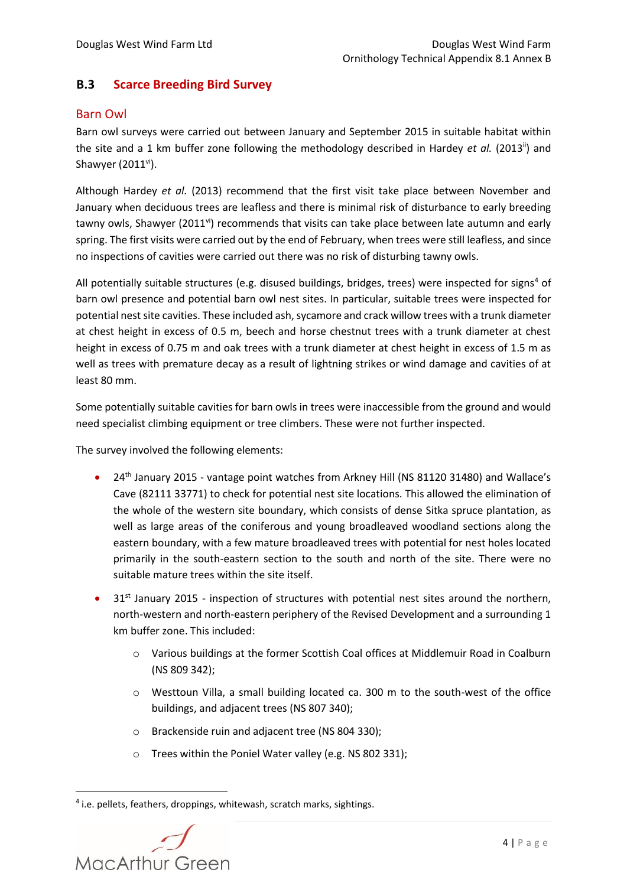## B.3 Scarce Breeding Bird Survey

### Barn Owl

Barn owl surveys were carried out between January and September 2015 in suitable habitat within the site and a 1 km buffer zone following the methodology described in Hardey *et al.* (2013[ii]) and Shawyer (2011[vi]).

Although Hardey *et al.* (2013) recommend that the first visit take place between November and January when deciduous trees are leafless and there is minimal risk of disturbance to early breeding tawny owls, Shawyer (2011[vi]) recommends that visits can take place between late autumn and early spring. The first visits were carried out by the end of February, when trees were still leafless, and since no inspections of cavities were carried out there was no risk of disturbing tawny owls.

All potentially suitable structures (e.g. disused buildings, bridges, trees) were inspected for signs[4] of barn owl presence and potential barn owl nest sites. In particular, suitable trees were inspected for potential nest site cavities. These included ash, sycamore and crack willow trees with a trunk diameter at chest height in excess of 0.5 m, beech and horse chestnut trees with a trunk diameter at chest height in excess of 0.75 m and oak trees with a trunk diameter at chest height in excess of 1.5 m as well as trees with premature decay as a result of lightning strikes or wind damage and cavities of at least 80 mm.

Some potentially suitable cavities for barn owls in trees were inaccessible from the ground and would need specialist climbing equipment or tree climbers. These were not further inspected.

The survey involved the following elements:

- 24th January 2015 - vantage point watches from Arkney Hill (NS 81120 31480) and Wallace's Cave (82111 33771) to check for potential nest site locations. This allowed the elimination of the whole of the western site boundary, which consists of dense Sitka spruce plantation, as well as large areas of the coniferous and young broadleaved woodland sections along the eastern boundary, with a few mature broadleaved trees with potential for nest holes located primarily in the south-eastern section to the south and north of the site. There were no suitable mature trees within the site itself.
- 31st January 2015 - inspection of structures with potential nest sites around the northern, north-western and north-eastern periphery of the Revised Development and a surrounding 1 km buffer zone. This included:
  - Various buildings at the former Scottish Coal offices at Middlemuir Road in Coalburn (NS 809 342);
  - Westtoun Villa, a small building located ca. 300 m to the south-west of the office buildings, and adjacent trees (NS 807 340);
  - Brackenside ruin and adjacent tree (NS 804 330);
  - Trees within the Poniel Water valley (e.g. NS 802 331);

[4] i.e. pellets, feathers, droppings, whitewash, scratch marks, sightings.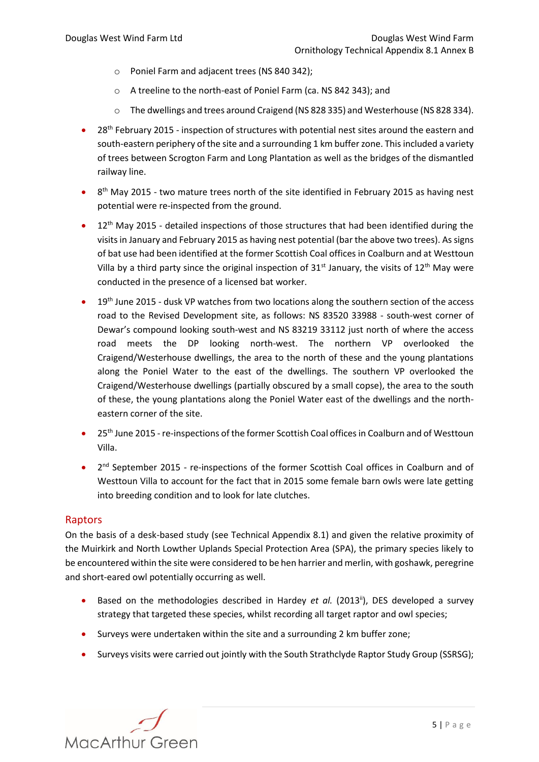- Poniel Farm and adjacent trees (NS 840 342);
    - A treeline to the north-east of Poniel Farm (ca. NS 842 343); and
    - The dwellings and trees around Craigend (NS 828 335) and Westerhouse (NS 828 334).
- 28th February 2015 - inspection of structures with potential nest sites around the eastern and south-eastern periphery of the site and a surrounding 1 km buffer zone. This included a variety of trees between Scrogton Farm and Long Plantation as well as the bridges of the dismantled railway line.
- 8th May 2015 - two mature trees north of the site identified in February 2015 as having nest potential were re-inspected from the ground.
- 12th May 2015 - detailed inspections of those structures that had been identified during the visits in January and February 2015 as having nest potential (bar the above two trees). As signs of bat use had been identified at the former Scottish Coal offices in Coalburn and at Westtoun Villa by a third party since the original inspection of 31st January, the visits of 12th May were conducted in the presence of a licensed bat worker.
- 19th June 2015 - dusk VP watches from two locations along the southern section of the access road to the Revised Development site, as follows: NS 83520 33988 - south-west corner of Dewar's compound looking south-west and NS 83219 33112 just north of where the access road meets the DP looking north-west. The northern VP overlooked the Craigend/Westerhouse dwellings, the area to the north of these and the young plantations along the Poniel Water to the east of the dwellings. The southern VP overlooked the Craigend/Westerhouse dwellings (partially obscured by a small copse), the area to the south of these, the young plantations along the Poniel Water east of the dwellings and the north-eastern corner of the site.
- 25th June 2015 - re-inspections of the former Scottish Coal offices in Coalburn and of Westtoun Villa.
- 2nd September 2015 - re-inspections of the former Scottish Coal offices in Coalburn and of Westtoun Villa to account for the fact that in 2015 some female barn owls were late getting into breeding condition and to look for late clutches.

## Raptors

On the basis of a desk-based study (see Technical Appendix 8.1) and given the relative proximity of the Muirkirk and North Lowther Uplands Special Protection Area (SPA), the primary species likely to be encountered within the site were considered to be hen harrier and merlin, with goshawk, peregrine and short-eared owl potentially occurring as well.

- Based on the methodologies described in Hardey *et al.* (2013[ii]), DES developed a survey strategy that targeted these species, whilst recording all target raptor and owl species;
- Surveys were undertaken within the site and a surrounding 2 km buffer zone;
- Surveys visits were carried out jointly with the South Strathclyde Raptor Study Group (SSRSG);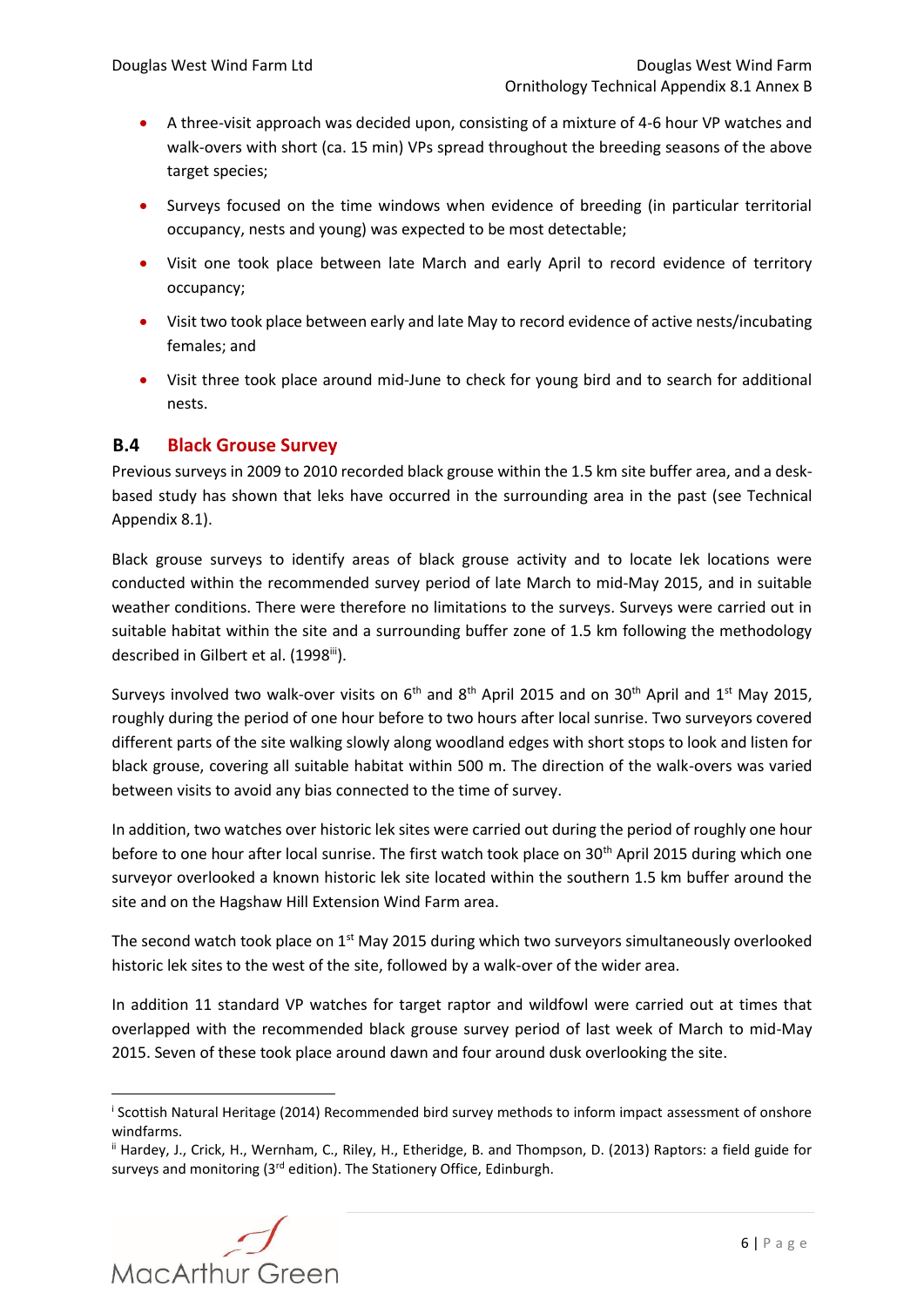- A three-visit approach was decided upon, consisting of a mixture of 4-6 hour VP watches and walk-overs with short (ca. 15 min) VPs spread throughout the breeding seasons of the above target species;
- Surveys focused on the time windows when evidence of breeding (in particular territorial occupancy, nests and young) was expected to be most detectable;
- Visit one took place between late March and early April to record evidence of territory occupancy;
- Visit two took place between early and late May to record evidence of active nests/incubating females; and
- Visit three took place around mid-June to check for young bird and to search for additional nests.

## B.4 Black Grouse Survey

Previous surveys in 2009 to 2010 recorded black grouse within the 1.5 km site buffer area, and a desk-based study has shown that leks have occurred in the surrounding area in the past (see Technical Appendix 8.1).

Black grouse surveys to identify areas of black grouse activity and to locate lek locations were conducted within the recommended survey period of late March to mid-May 2015, and in suitable weather conditions. There were therefore no limitations to the surveys. Surveys were carried out in suitable habitat within the site and a surrounding buffer zone of 1.5 km following the methodology described in Gilbert et al. (1998[iii]).

Surveys involved two walk-over visits on 6th and 8th April 2015 and on 30th April and 1st May 2015, roughly during the period of one hour before to two hours after local sunrise. Two surveyors covered different parts of the site walking slowly along woodland edges with short stops to look and listen for black grouse, covering all suitable habitat within 500 m. The direction of the walk-overs was varied between visits to avoid any bias connected to the time of survey.

In addition, two watches over historic lek sites were carried out during the period of roughly one hour before to one hour after local sunrise. The first watch took place on 30th April 2015 during which one surveyor overlooked a known historic lek site located within the southern 1.5 km buffer around the site and on the Hagshaw Hill Extension Wind Farm area.

The second watch took place on 1st May 2015 during which two surveyors simultaneously overlooked historic lek sites to the west of the site, followed by a walk-over of the wider area.

In addition 11 standard VP watches for target raptor and wildfowl were carried out at times that overlapped with the recommended black grouse survey period of last week of March to mid-May 2015. Seven of these took place around dawn and four around dusk overlooking the site.

---

[i] Scottish Natural Heritage (2014) Recommended bird survey methods to inform impact assessment of onshore windfarms.

[ii] Hardey, J., Crick, H., Wernham, C., Riley, H., Etheridge, B. and Thompson, D. (2013) Raptors: a field guide for surveys and monitoring (3rd edition). The Stationery Office, Edinburgh.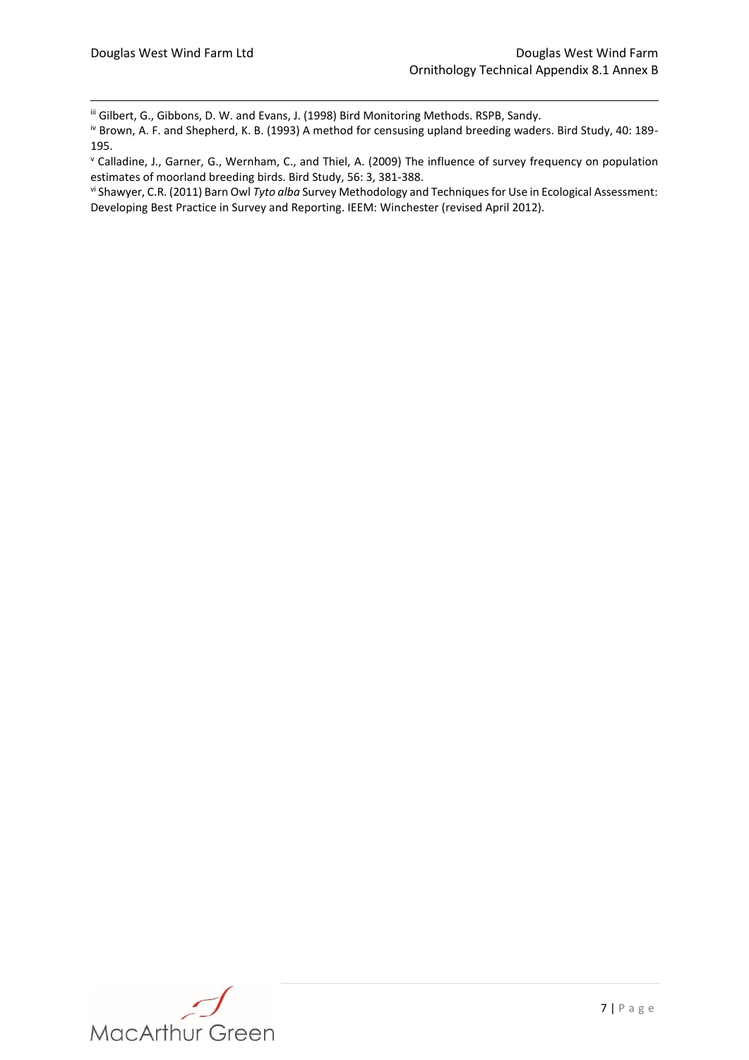[iii] Gilbert, G., Gibbons, D. W. and Evans, J. (1998) Bird Monitoring Methods. RSPB, Sandy.

[iv] Brown, A. F. and Shepherd, K. B. (1993) A method for censusing upland breeding waders. Bird Study, 40: 189-195.

[v] Calladine, J., Garner, G., Wernham, C., and Thiel, A. (2009) The influence of survey frequency on population estimates of moorland breeding birds. Bird Study, 56: 3, 381-388.

[vi] Shawyer, C.R. (2011) Barn Owl *Tyto alba* Survey Methodology and Techniques for Use in Ecological Assessment: Developing Best Practice in Survey and Reporting. IEEM: Winchester (revised April 2012).